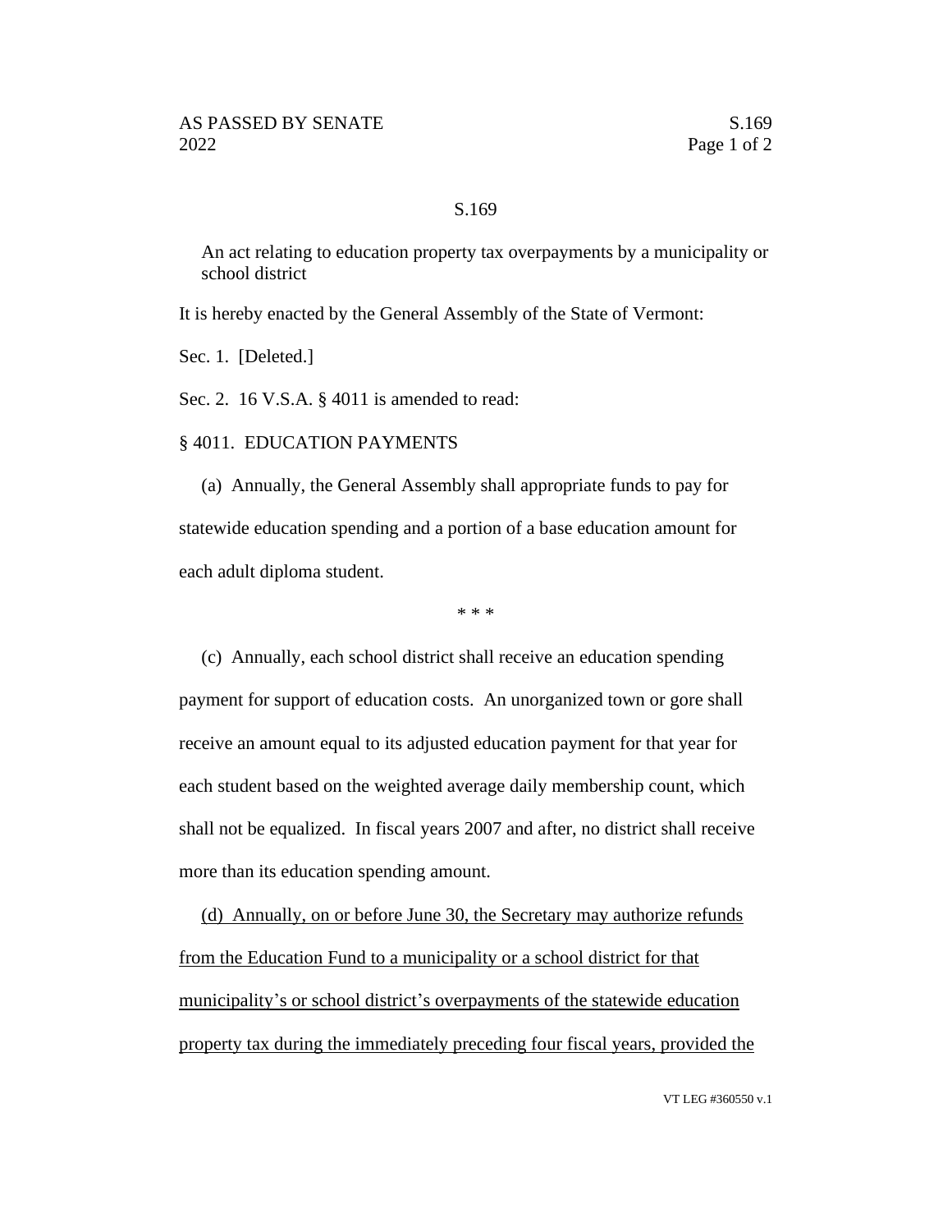# S.169

An act relating to education property tax overpayments by a municipality or school district

It is hereby enacted by the General Assembly of the State of Vermont:

Sec. 1. [Deleted.]

Sec. 2. 16 V.S.A. § 4011 is amended to read:

§ 4011. EDUCATION PAYMENTS

(a) Annually, the General Assembly shall appropriate funds to pay for statewide education spending and a portion of a base education amount for each adult diploma student.

\* \* \*

(c) Annually, each school district shall receive an education spending payment for support of education costs. An unorganized town or gore shall receive an amount equal to its adjusted education payment for that year for each student based on the weighted average daily membership count, which shall not be equalized. In fiscal years 2007 and after, no district shall receive more than its education spending amount.

<u>(d) Annually, on or before June 30, the Secretary may authorize refunds from the Education Fund to a municipality or a school district for that municipality's or school district's overpayments of the statewide education property tax during the immediately preceding four fiscal years, provided the</u>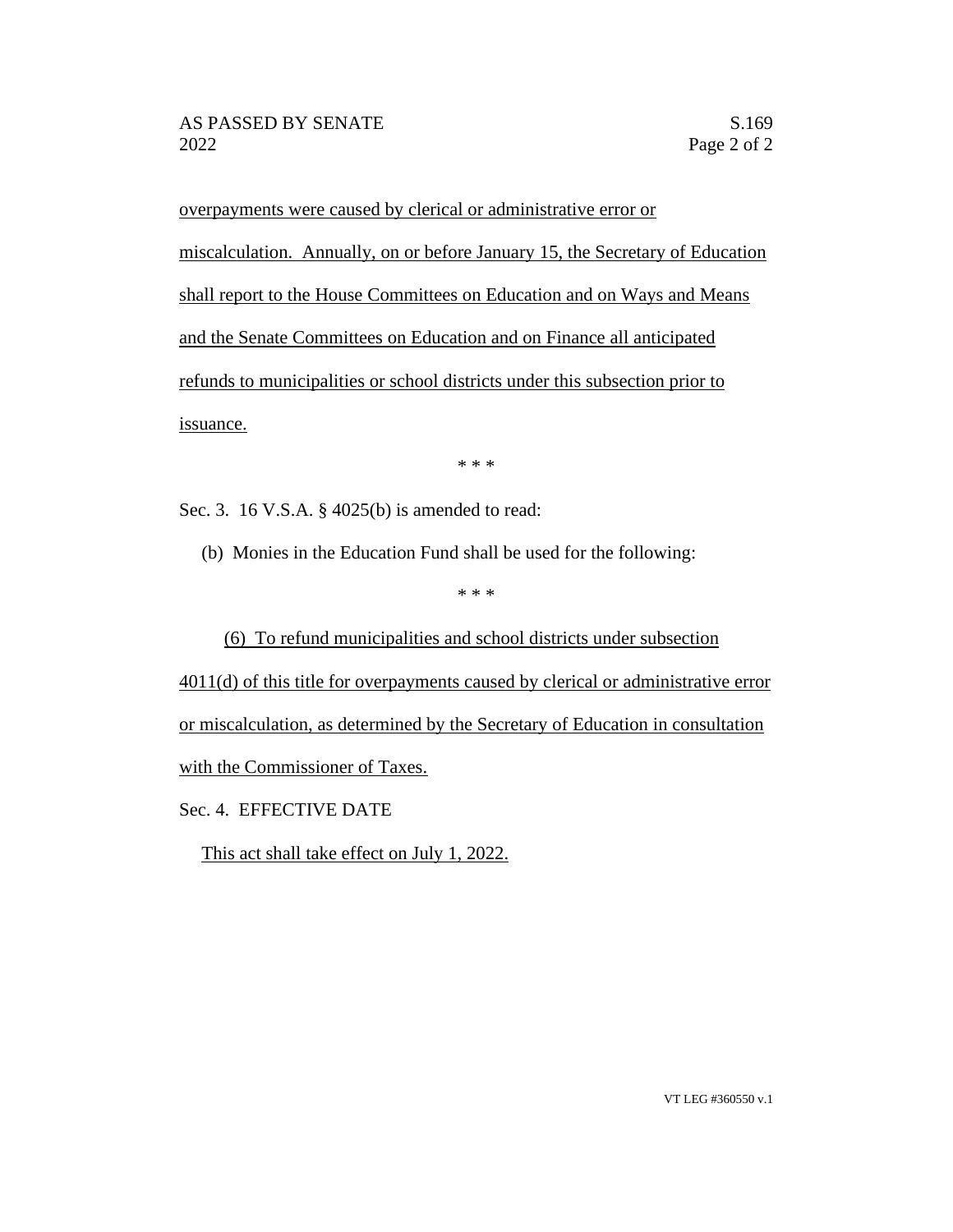overpayments were caused by clerical or administrative error or miscalculation. Annually, on or before January 15, the Secretary of Education shall report to the House Committees on Education and on Ways and Means and the Senate Committees on Education and on Finance all anticipated refunds to municipalities or school districts under this subsection prior to issuance.

\* \* \*

Sec. 3. 16 V.S.A. § 4025(b) is amended to read:

(b) Monies in the Education Fund shall be used for the following:

\* \* \*

(6) To refund municipalities and school districts under subsection 4011(d) of this title for overpayments caused by clerical or administrative error or miscalculation, as determined by the Secretary of Education in consultation with the Commissioner of Taxes.

Sec. 4. EFFECTIVE DATE

This act shall take effect on July 1, 2022.